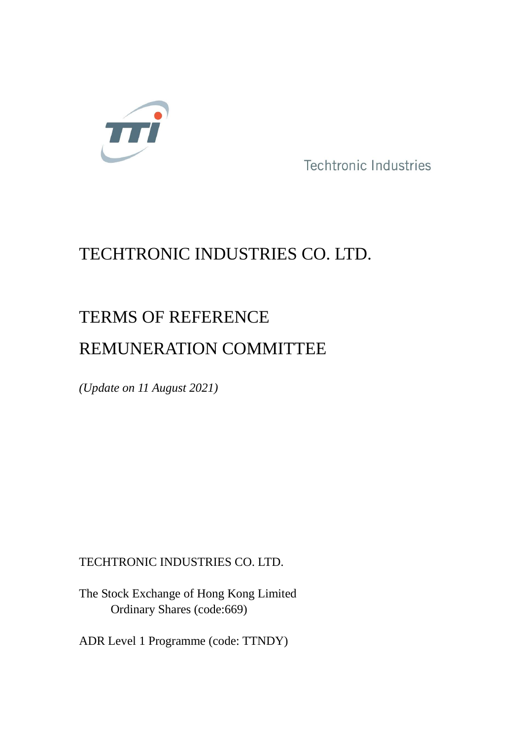Techtronic Industries

# TECHTRONIC INDUSTRIES CO. LTD.

# TERMS OF REFERENCE
# REMUNERATION COMMITTEE

*(Update on 11 August 2021)*

TECHTRONIC INDUSTRIES CO. LTD.

The Stock Exchange of Hong Kong Limited
Ordinary Shares (code:669)

ADR Level 1 Programme (code: TTNDY)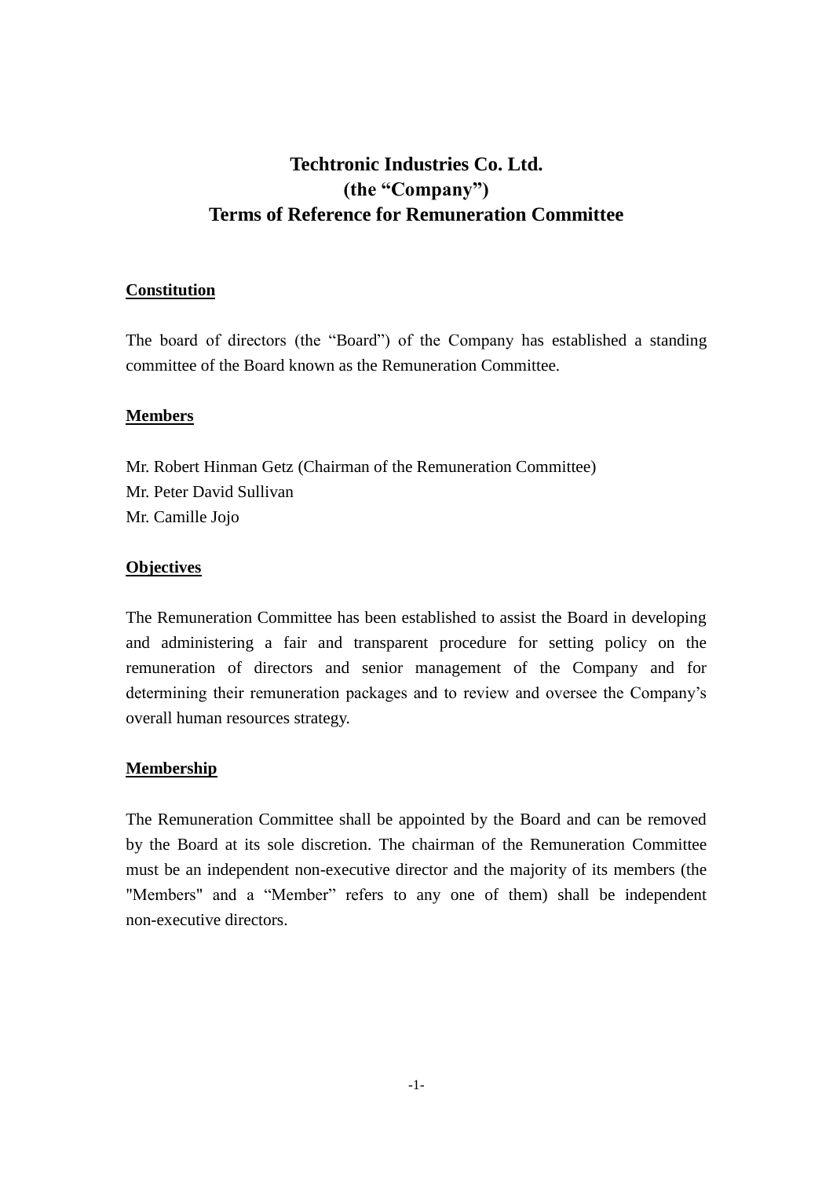# Techtronic Industries Co. Ltd.
# (the "Company")
# Terms of Reference for Remuneration Committee

**Constitution**

The board of directors (the "Board") of the Company has established a standing committee of the Board known as the Remuneration Committee.

**Members**

Mr. Robert Hinman Getz (Chairman of the Remuneration Committee)
Mr. Peter David Sullivan
Mr. Camille Jojo

**Objectives**

The Remuneration Committee has been established to assist the Board in developing and administering a fair and transparent procedure for setting policy on the remuneration of directors and senior management of the Company and for determining their remuneration packages and to review and oversee the Company's overall human resources strategy.

**Membership**

The Remuneration Committee shall be appointed by the Board and can be removed by the Board at its sole discretion. The chairman of the Remuneration Committee must be an independent non-executive director and the majority of its members (the "Members" and a "Member" refers to any one of them) shall be independent non-executive directors.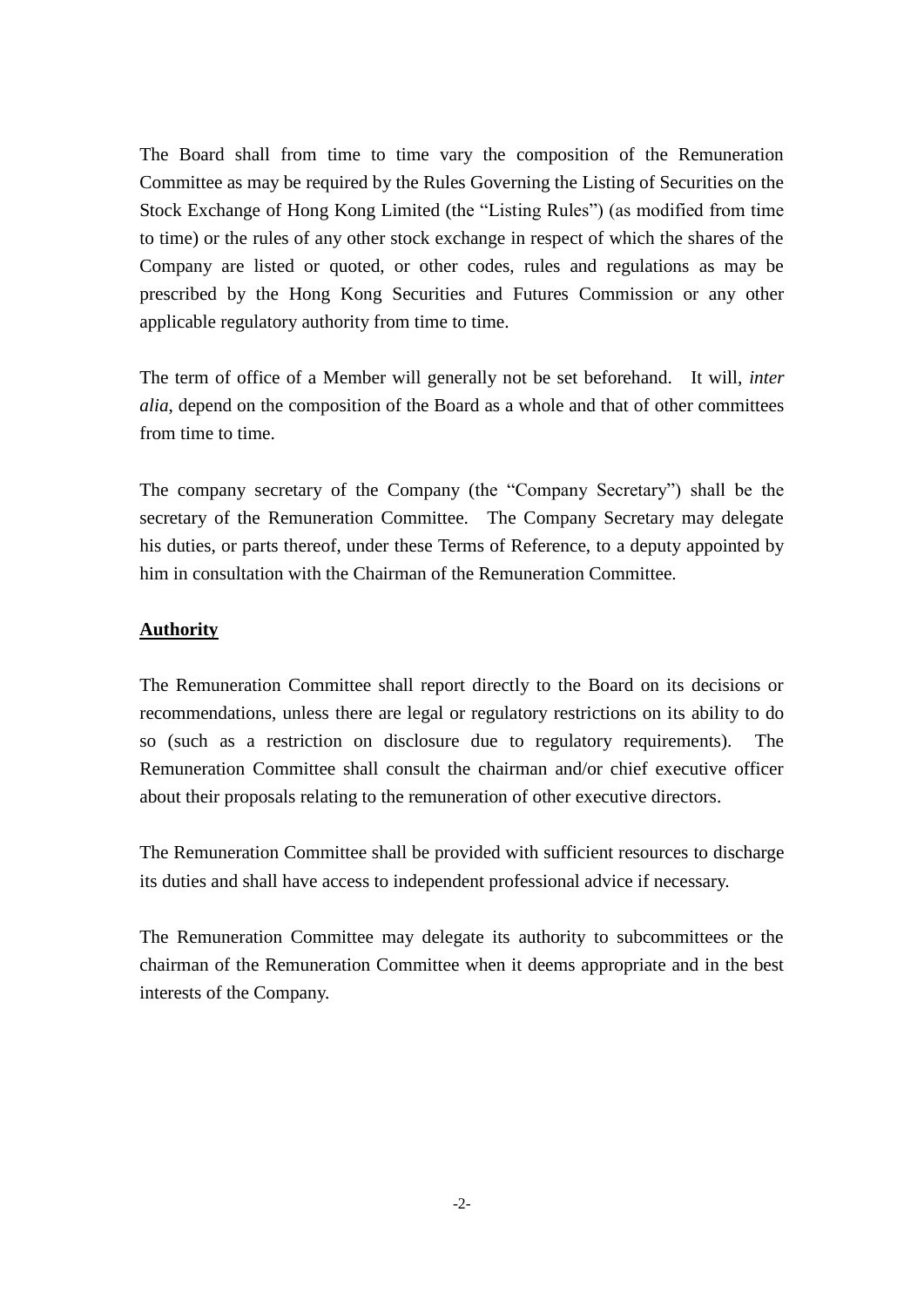The Board shall from time to time vary the composition of the Remuneration Committee as may be required by the Rules Governing the Listing of Securities on the Stock Exchange of Hong Kong Limited (the "Listing Rules") (as modified from time to time) or the rules of any other stock exchange in respect of which the shares of the Company are listed or quoted, or other codes, rules and regulations as may be prescribed by the Hong Kong Securities and Futures Commission or any other applicable regulatory authority from time to time.

The term of office of a Member will generally not be set beforehand. It will, *inter alia*, depend on the composition of the Board as a whole and that of other committees from time to time.

The company secretary of the Company (the "Company Secretary") shall be the secretary of the Remuneration Committee. The Company Secretary may delegate his duties, or parts thereof, under these Terms of Reference, to a deputy appointed by him in consultation with the Chairman of the Remuneration Committee.

## Authority

The Remuneration Committee shall report directly to the Board on its decisions or recommendations, unless there are legal or regulatory restrictions on its ability to do so (such as a restriction on disclosure due to regulatory requirements). The Remuneration Committee shall consult the chairman and/or chief executive officer about their proposals relating to the remuneration of other executive directors.

The Remuneration Committee shall be provided with sufficient resources to discharge its duties and shall have access to independent professional advice if necessary.

The Remuneration Committee may delegate its authority to subcommittees or the chairman of the Remuneration Committee when it deems appropriate and in the best interests of the Company.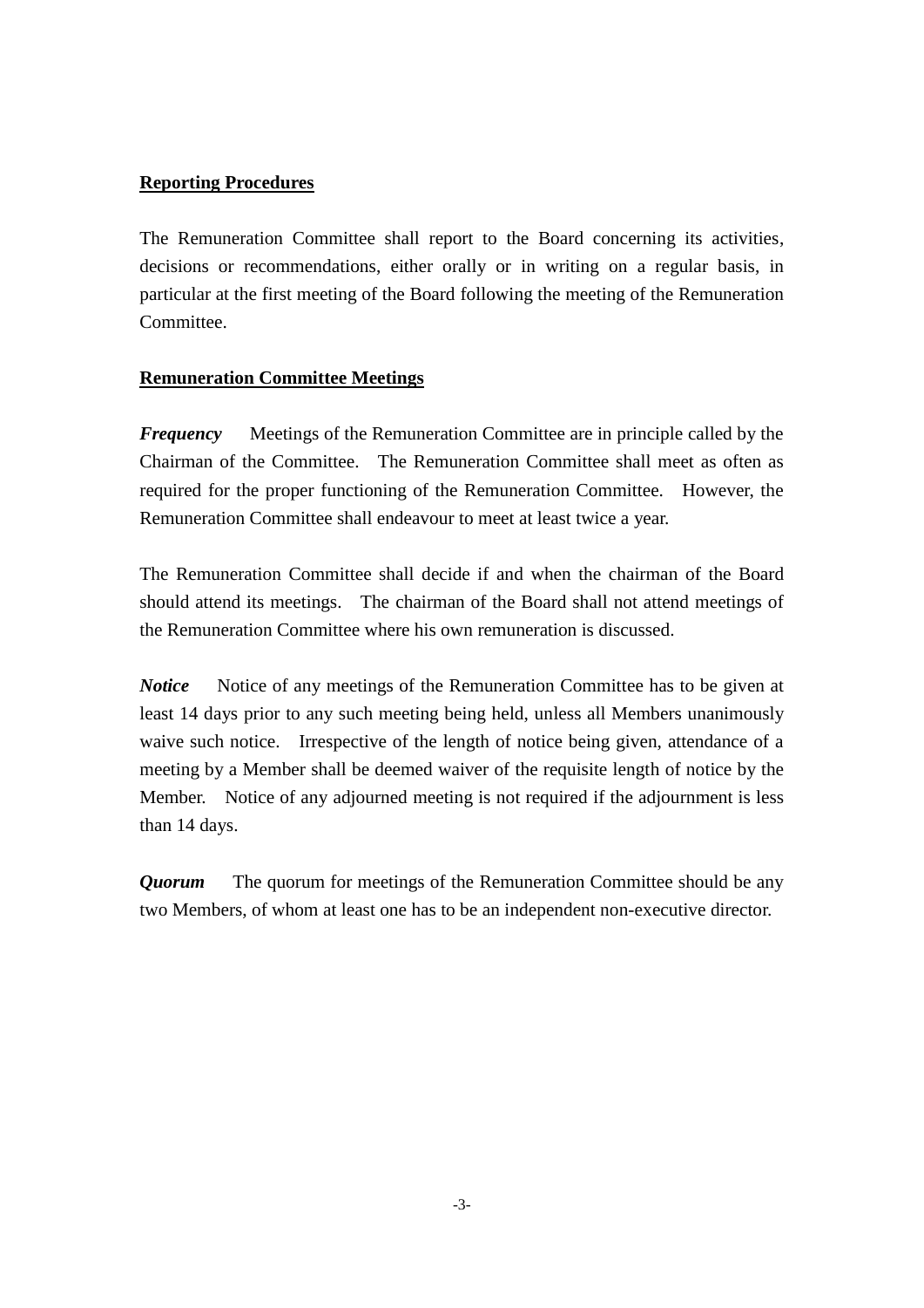**Reporting Procedures**

The Remuneration Committee shall report to the Board concerning its activities, decisions or recommendations, either orally or in writing on a regular basis, in particular at the first meeting of the Board following the meeting of the Remuneration Committee.

**Remuneration Committee Meetings**

***Frequency*** Meetings of the Remuneration Committee are in principle called by the Chairman of the Committee. The Remuneration Committee shall meet as often as required for the proper functioning of the Remuneration Committee. However, the Remuneration Committee shall endeavour to meet at least twice a year.

The Remuneration Committee shall decide if and when the chairman of the Board should attend its meetings. The chairman of the Board shall not attend meetings of the Remuneration Committee where his own remuneration is discussed.

***Notice*** Notice of any meetings of the Remuneration Committee has to be given at least 14 days prior to any such meeting being held, unless all Members unanimously waive such notice. Irrespective of the length of notice being given, attendance of a meeting by a Member shall be deemed waiver of the requisite length of notice by the Member. Notice of any adjourned meeting is not required if the adjournment is less than 14 days.

***Quorum*** The quorum for meetings of the Remuneration Committee should be any two Members, of whom at least one has to be an independent non-executive director.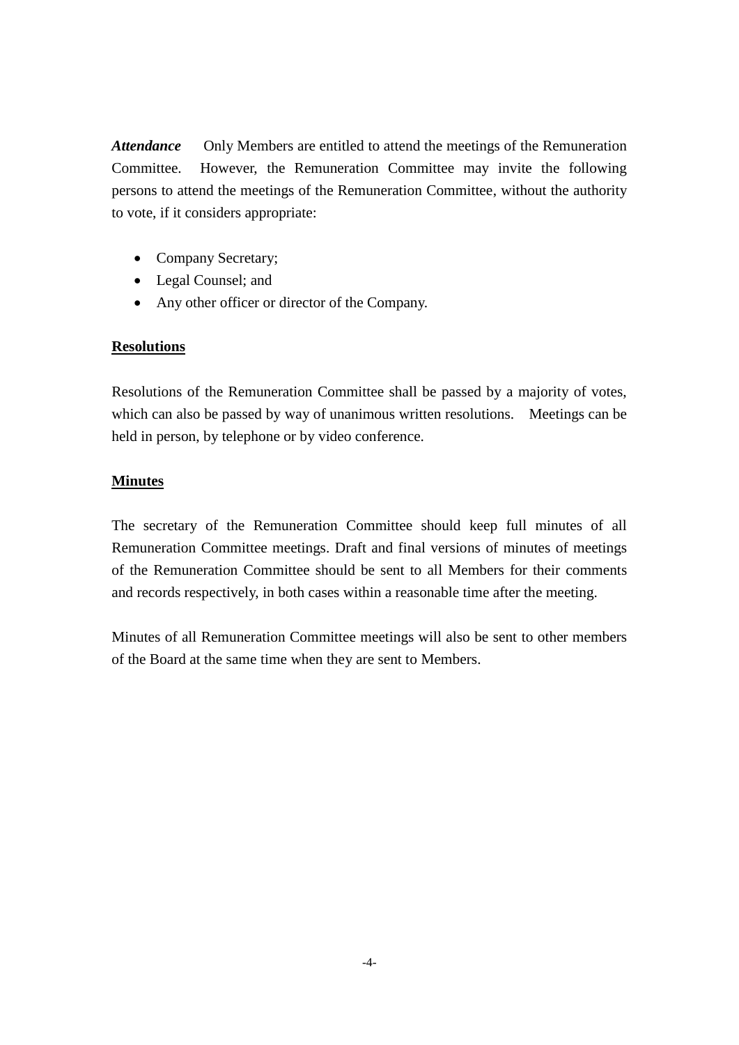***Attendance*** Only Members are entitled to attend the meetings of the Remuneration Committee. However, the Remuneration Committee may invite the following persons to attend the meetings of the Remuneration Committee, without the authority to vote, if it considers appropriate:

- Company Secretary;
- Legal Counsel; and
- Any other officer or director of the Company.

**Resolutions**

Resolutions of the Remuneration Committee shall be passed by a majority of votes, which can also be passed by way of unanimous written resolutions. Meetings can be held in person, by telephone or by video conference.

**Minutes**

The secretary of the Remuneration Committee should keep full minutes of all Remuneration Committee meetings. Draft and final versions of minutes of meetings of the Remuneration Committee should be sent to all Members for their comments and records respectively, in both cases within a reasonable time after the meeting.

Minutes of all Remuneration Committee meetings will also be sent to other members of the Board at the same time when they are sent to Members.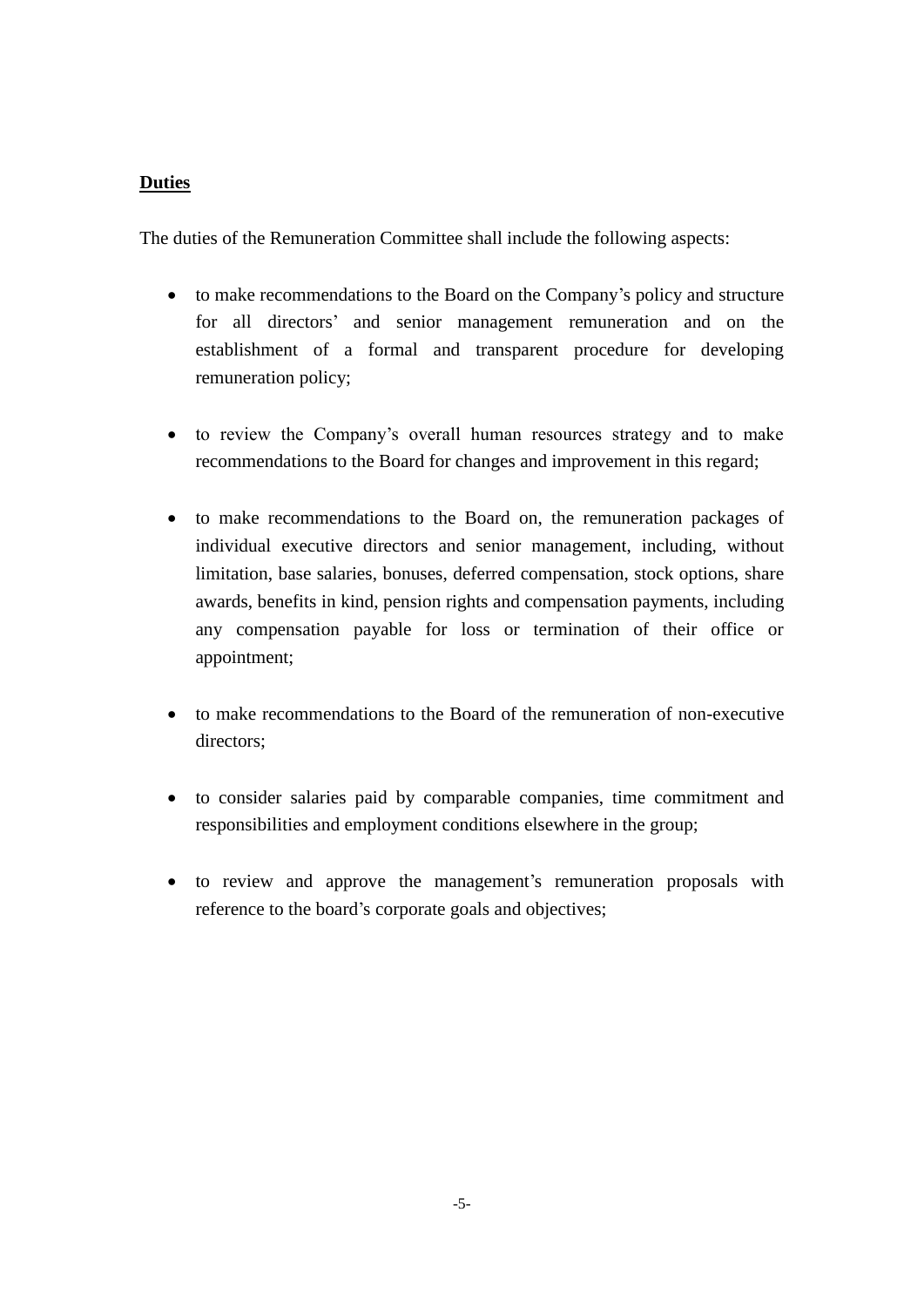**Duties**

The duties of the Remuneration Committee shall include the following aspects:

- to make recommendations to the Board on the Company's policy and structure for all directors' and senior management remuneration and on the establishment of a formal and transparent procedure for developing remuneration policy;

- to review the Company's overall human resources strategy and to make recommendations to the Board for changes and improvement in this regard;

- to make recommendations to the Board on, the remuneration packages of individual executive directors and senior management, including, without limitation, base salaries, bonuses, deferred compensation, stock options, share awards, benefits in kind, pension rights and compensation payments, including any compensation payable for loss or termination of their office or appointment;

- to make recommendations to the Board of the remuneration of non-executive directors;

- to consider salaries paid by comparable companies, time commitment and responsibilities and employment conditions elsewhere in the group;

- to review and approve the management's remuneration proposals with reference to the board's corporate goals and objectives;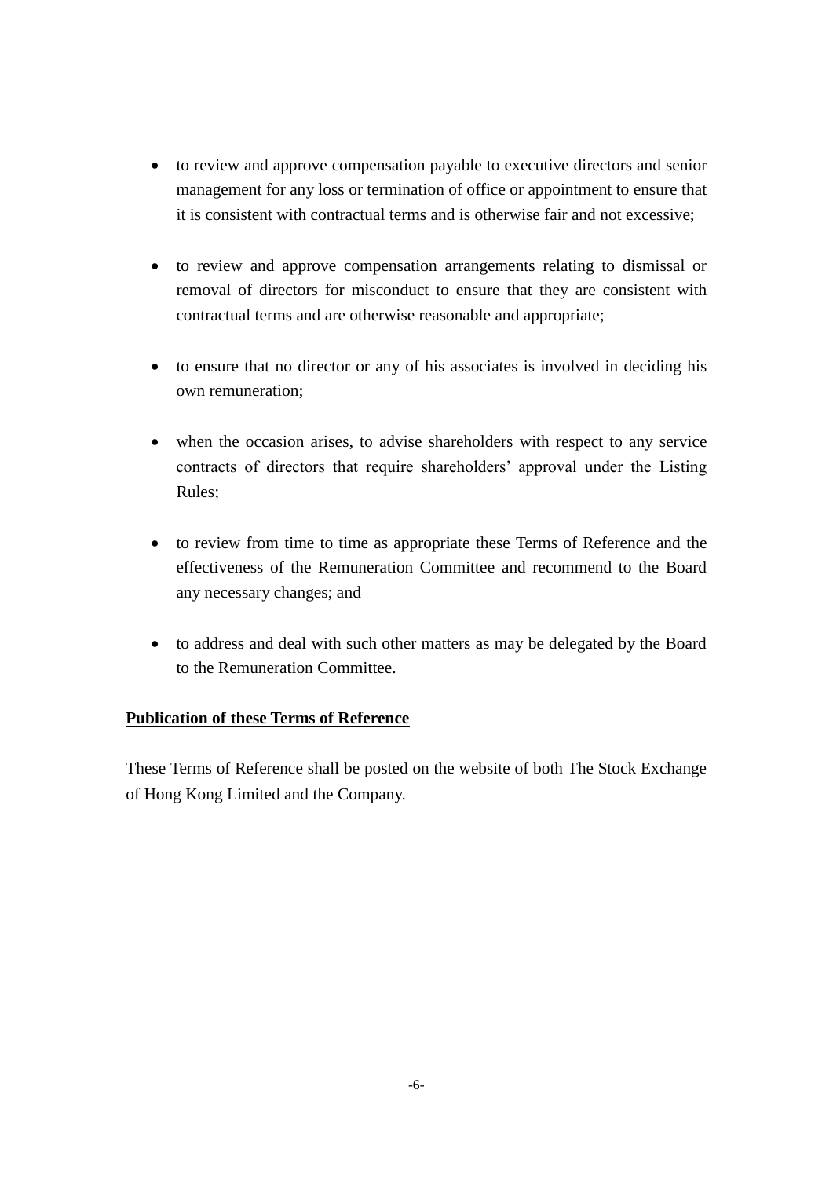- to review and approve compensation payable to executive directors and senior management for any loss or termination of office or appointment to ensure that it is consistent with contractual terms and is otherwise fair and not excessive;

- to review and approve compensation arrangements relating to dismissal or removal of directors for misconduct to ensure that they are consistent with contractual terms and are otherwise reasonable and appropriate;

- to ensure that no director or any of his associates is involved in deciding his own remuneration;

- when the occasion arises, to advise shareholders with respect to any service contracts of directors that require shareholders' approval under the Listing Rules;

- to review from time to time as appropriate these Terms of Reference and the effectiveness of the Remuneration Committee and recommend to the Board any necessary changes; and

- to address and deal with such other matters as may be delegated by the Board to the Remuneration Committee.

**Publication of these Terms of Reference**

These Terms of Reference shall be posted on the website of both The Stock Exchange of Hong Kong Limited and the Company.